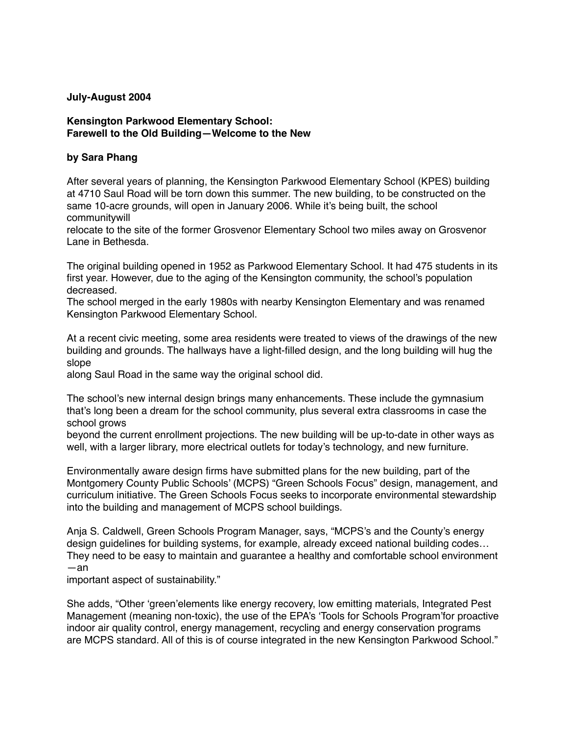**July-August 2004**

# Kensington Parkwood Elementary School: Farewell to the Old Building—Welcome to the New

**by Sara Phang**

After several years of planning, the Kensington Parkwood Elementary School (KPES) building at 4710 Saul Road will be torn down this summer. The new building, to be constructed on the same 10-acre grounds, will open in January 2006. While it's being built, the school communitywill relocate to the site of the former Grosvenor Elementary School two miles away on Grosvenor Lane in Bethesda.

The original building opened in 1952 as Parkwood Elementary School. It had 475 students in its first year. However, due to the aging of the Kensington community, the school's population decreased. The school merged in the early 1980s with nearby Kensington Elementary and was renamed Kensington Parkwood Elementary School.

At a recent civic meeting, some area residents were treated to views of the drawings of the new building and grounds. The hallways have a light-filled design, and the long building will hug the slope along Saul Road in the same way the original school did.

The school's new internal design brings many enhancements. These include the gymnasium that's long been a dream for the school community, plus several extra classrooms in case the school grows beyond the current enrollment projections. The new building will be up-to-date in other ways as well, with a larger library, more electrical outlets for today's technology, and new furniture.

Environmentally aware design firms have submitted plans for the new building, part of the Montgomery County Public Schools' (MCPS) "Green Schools Focus" design, management, and curriculum initiative. The Green Schools Focus seeks to incorporate environmental stewardship into the building and management of MCPS school buildings.

Anja S. Caldwell, Green Schools Program Manager, says, "MCPS's and the County's energy design guidelines for building systems, for example, already exceed national building codes… They need to be easy to maintain and guarantee a healthy and comfortable school environment—an important aspect of sustainability."

She adds, "Other 'green'elements like energy recovery, low emitting materials, Integrated Pest Management (meaning non-toxic), the use of the EPA's 'Tools for Schools Program'for proactive indoor air quality control, energy management, recycling and energy conservation programs are MCPS standard. All of this is of course integrated in the new Kensington Parkwood School."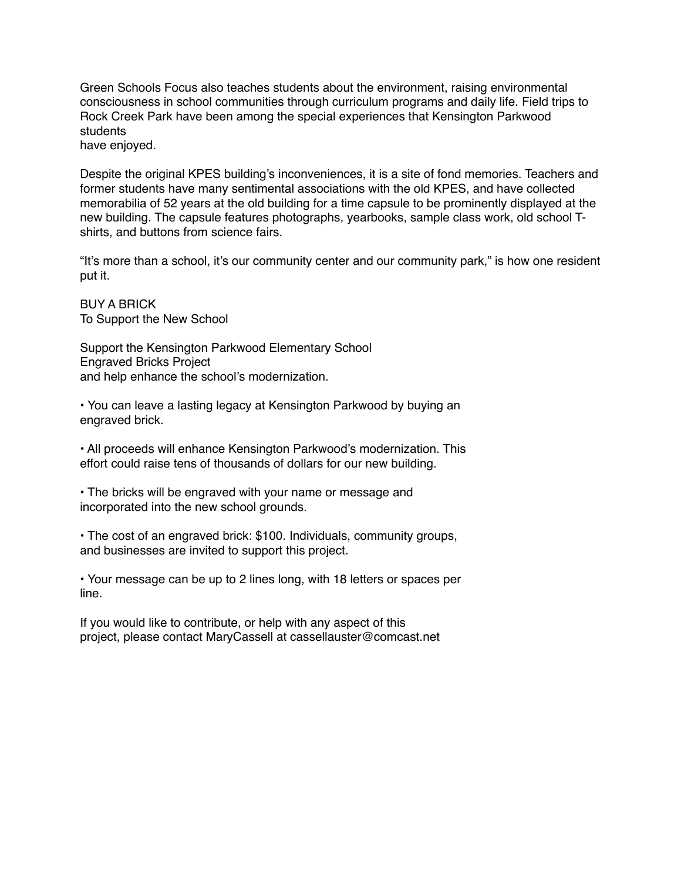Green Schools Focus also teaches students about the environment, raising environmental consciousness in school communities through curriculum programs and daily life. Field trips to Rock Creek Park have been among the special experiences that Kensington Parkwood students have enjoyed.

Despite the original KPES building's inconveniences, it is a site of fond memories. Teachers and former students have many sentimental associations with the old KPES, and have collected memorabilia of 52 years at the old building for a time capsule to be prominently displayed at the new building. The capsule features photographs, yearbooks, sample class work, old school T-shirts, and buttons from science fairs.

"It's more than a school, it's our community center and our community park," is how one resident put it.

BUY A BRICK
To Support the New School

Support the Kensington Parkwood Elementary School
Engraved Bricks Project
and help enhance the school's modernization.

- You can leave a lasting legacy at Kensington Parkwood by buying an engraved brick.

- All proceeds will enhance Kensington Parkwood's modernization. This effort could raise tens of thousands of dollars for our new building.

- The bricks will be engraved with your name or message and incorporated into the new school grounds.

- The cost of an engraved brick: $100. Individuals, community groups, and businesses are invited to support this project.

- Your message can be up to 2 lines long, with 18 letters or spaces per line.

If you would like to contribute, or help with any aspect of this project, please contact MaryCassell at cassellauster@comcast.net